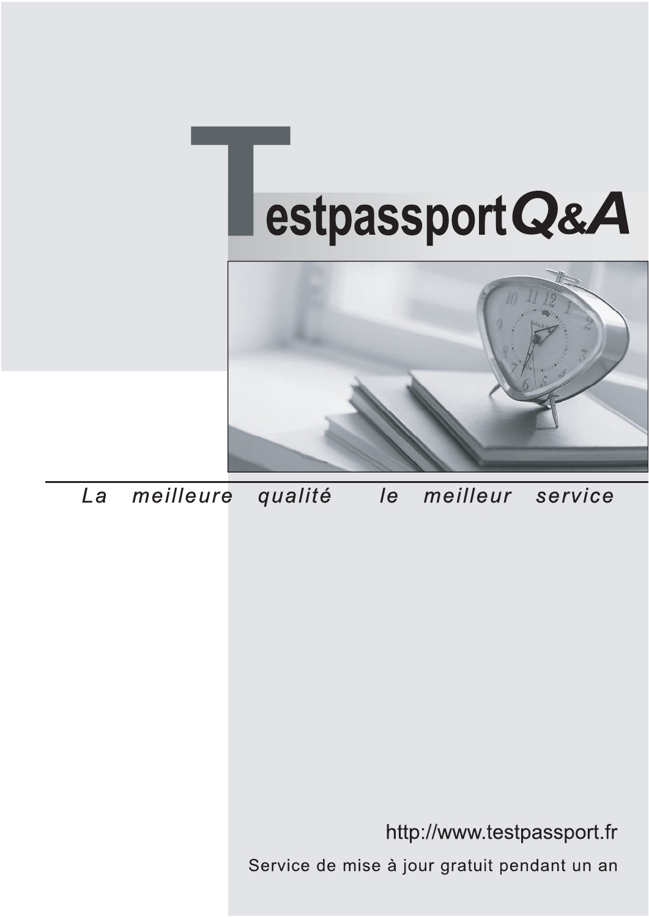# TestpassportQ&A

*La meilleure qualité le meilleur service*

http://www.testpassport.fr

Service de mise à jour gratuit pendant un an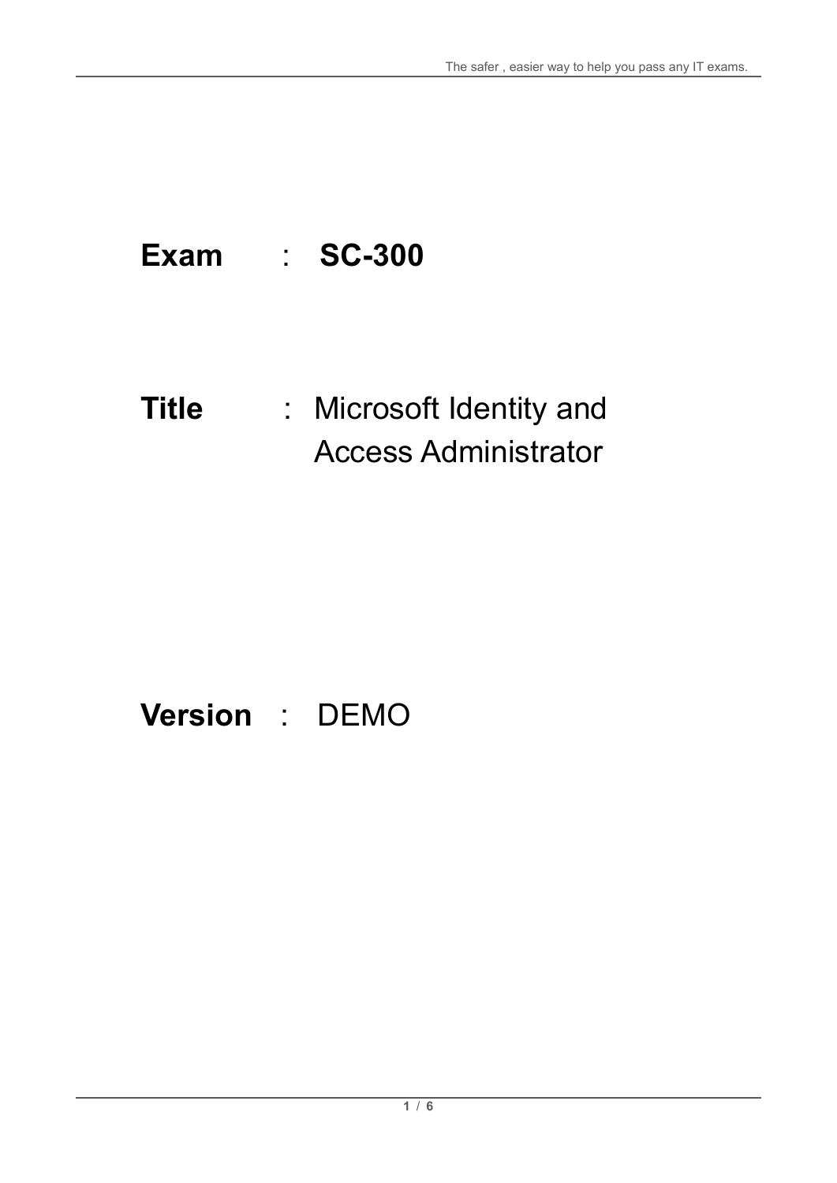**Exam** : **SC-300**

**Title** : Microsoft Identity and Access Administrator

**Version** : DEMO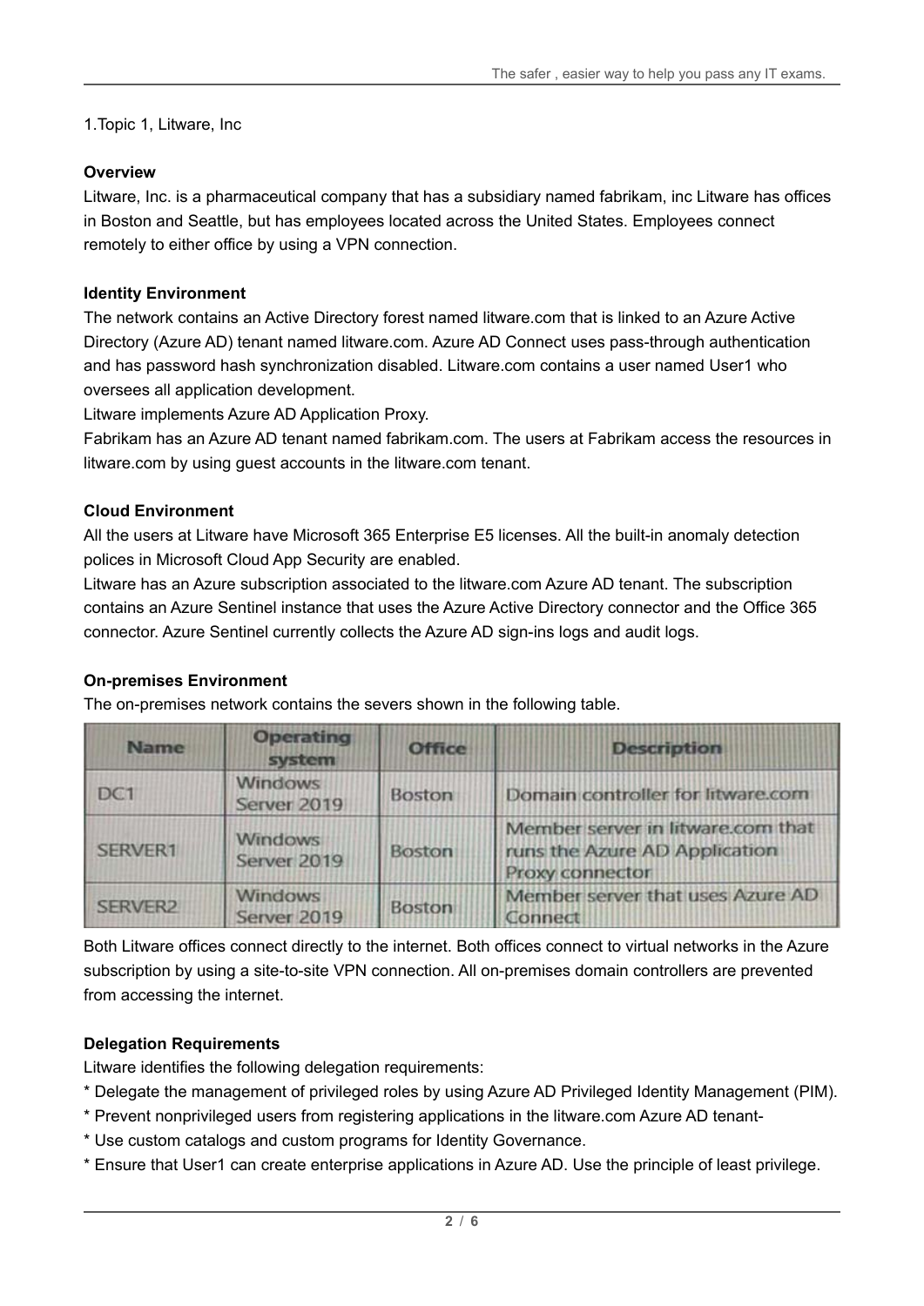1.Topic 1, Litware, Inc

**Overview**

Litware, Inc. is a pharmaceutical company that has a subsidiary named fabrikam, inc Litware has offices in Boston and Seattle, but has employees located across the United States. Employees connect remotely to either office by using a VPN connection.

**Identity Environment**

The network contains an Active Directory forest named litware.com that is linked to an Azure Active Directory (Azure AD) tenant named litware.com. Azure AD Connect uses pass-through authentication and has password hash synchronization disabled. Litware.com contains a user named User1 who oversees all application development.

Litware implements Azure AD Application Proxy.

Fabrikam has an Azure AD tenant named fabrikam.com. The users at Fabrikam access the resources in litware.com by using guest accounts in the litware.com tenant.

**Cloud Environment**

All the users at Litware have Microsoft 365 Enterprise E5 licenses. All the built-in anomaly detection polices in Microsoft Cloud App Security are enabled.

Litware has an Azure subscription associated to the litware.com Azure AD tenant. The subscription contains an Azure Sentinel instance that uses the Azure Active Directory connector and the Office 365 connector. Azure Sentinel currently collects the Azure AD sign-ins logs and audit logs.

**On-premises Environment**

The on-premises network contains the severs shown in the following table.

| Name | Operating system | Office | Description |
|---|---|---|---|
| DC1 | Windows Server 2019 | Boston | Domain controller for litware.com |
| SERVER1 | Windows Server 2019 | Boston | Member server in litware.com that runs the Azure AD Application Proxy connector |
| SERVER2 | Windows Server 2019 | Boston | Member server that uses Azure AD Connect |

Both Litware offices connect directly to the internet. Both offices connect to virtual networks in the Azure subscription by using a site-to-site VPN connection. All on-premises domain controllers are prevented from accessing the internet.

**Delegation Requirements**

Litware identifies the following delegation requirements:

* Delegate the management of privileged roles by using Azure AD Privileged Identity Management (PIM).
* Prevent nonprivileged users from registering applications in the litware.com Azure AD tenant-
* Use custom catalogs and custom programs for Identity Governance.
* Ensure that User1 can create enterprise applications in Azure AD. Use the principle of least privilege.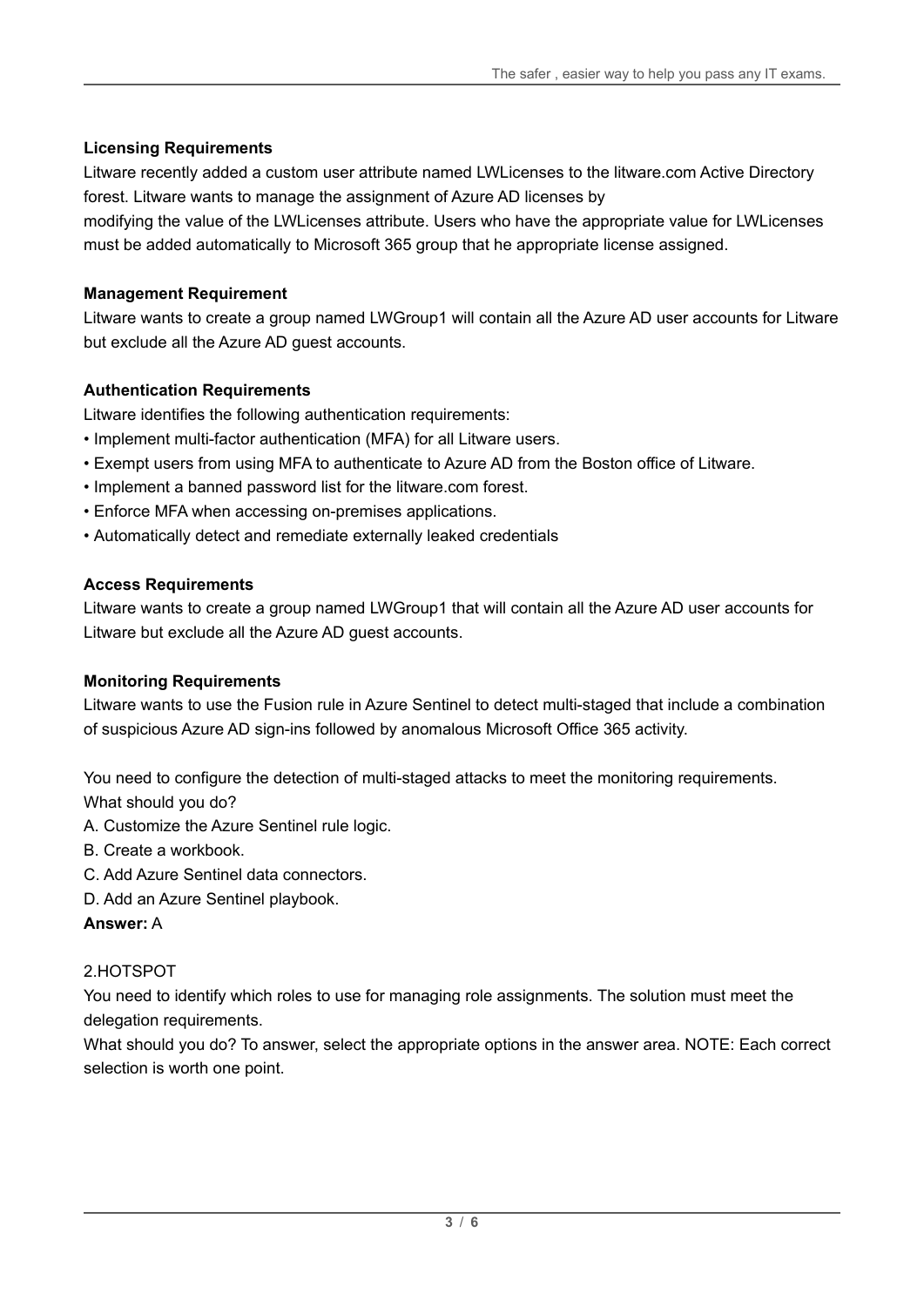**Licensing Requirements**

Litware recently added a custom user attribute named LWLicenses to the litware.com Active Directory forest. Litware wants to manage the assignment of Azure AD licenses by
modifying the value of the LWLicenses attribute. Users who have the appropriate value for LWLicenses must be added automatically to Microsoft 365 group that he appropriate license assigned.

**Management Requirement**

Litware wants to create a group named LWGroup1 will contain all the Azure AD user accounts for Litware but exclude all the Azure AD guest accounts.

**Authentication Requirements**

Litware identifies the following authentication requirements:

- Implement multi-factor authentication (MFA) for all Litware users.
- Exempt users from using MFA to authenticate to Azure AD from the Boston office of Litware.
- Implement a banned password list for the litware.com forest.
- Enforce MFA when accessing on-premises applications.
- Automatically detect and remediate externally leaked credentials

**Access Requirements**

Litware wants to create a group named LWGroup1 that will contain all the Azure AD user accounts for Litware but exclude all the Azure AD guest accounts.

**Monitoring Requirements**

Litware wants to use the Fusion rule in Azure Sentinel to detect multi-staged that include a combination of suspicious Azure AD sign-ins followed by anomalous Microsoft Office 365 activity.

You need to configure the detection of multi-staged attacks to meet the monitoring requirements.
What should you do?

A. Customize the Azure Sentinel rule logic.
B. Create a workbook.
C. Add Azure Sentinel data connectors.
D. Add an Azure Sentinel playbook.

**Answer:** A

2.HOTSPOT

You need to identify which roles to use for managing role assignments. The solution must meet the delegation requirements.

What should you do? To answer, select the appropriate options in the answer area. NOTE: Each correct selection is worth one point.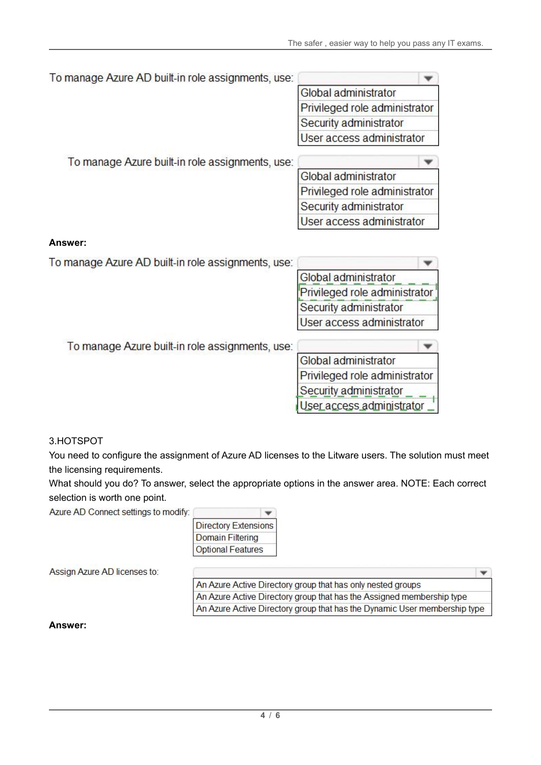To manage Azure AD built-in role assignments, use:

- Global administrator
- Privileged role administrator
- Security administrator
- User access administrator

To manage Azure built-in role assignments, use:

- Global administrator
- Privileged role administrator
- Security administrator
- User access administrator

**Answer:**

To manage Azure AD built-in role assignments, use:

- Global administrator
- **Privileged role administrator**
- Security administrator
- User access administrator

To manage Azure built-in role assignments, use:

- Global administrator
- Privileged role administrator
- Security administrator
- **User access administrator**

3.HOTSPOT

You need to configure the assignment of Azure AD licenses to the Litware users. The solution must meet the licensing requirements.

What should you do? To answer, select the appropriate options in the answer area. NOTE: Each correct selection is worth one point.

Azure AD Connect settings to modify:

- Directory Extensions
- Domain Filtering
- Optional Features

Assign Azure AD licenses to:

- An Azure Active Directory group that has only nested groups
- An Azure Active Directory group that has the Assigned membership type
- An Azure Active Directory group that has the Dynamic User membership type

**Answer:**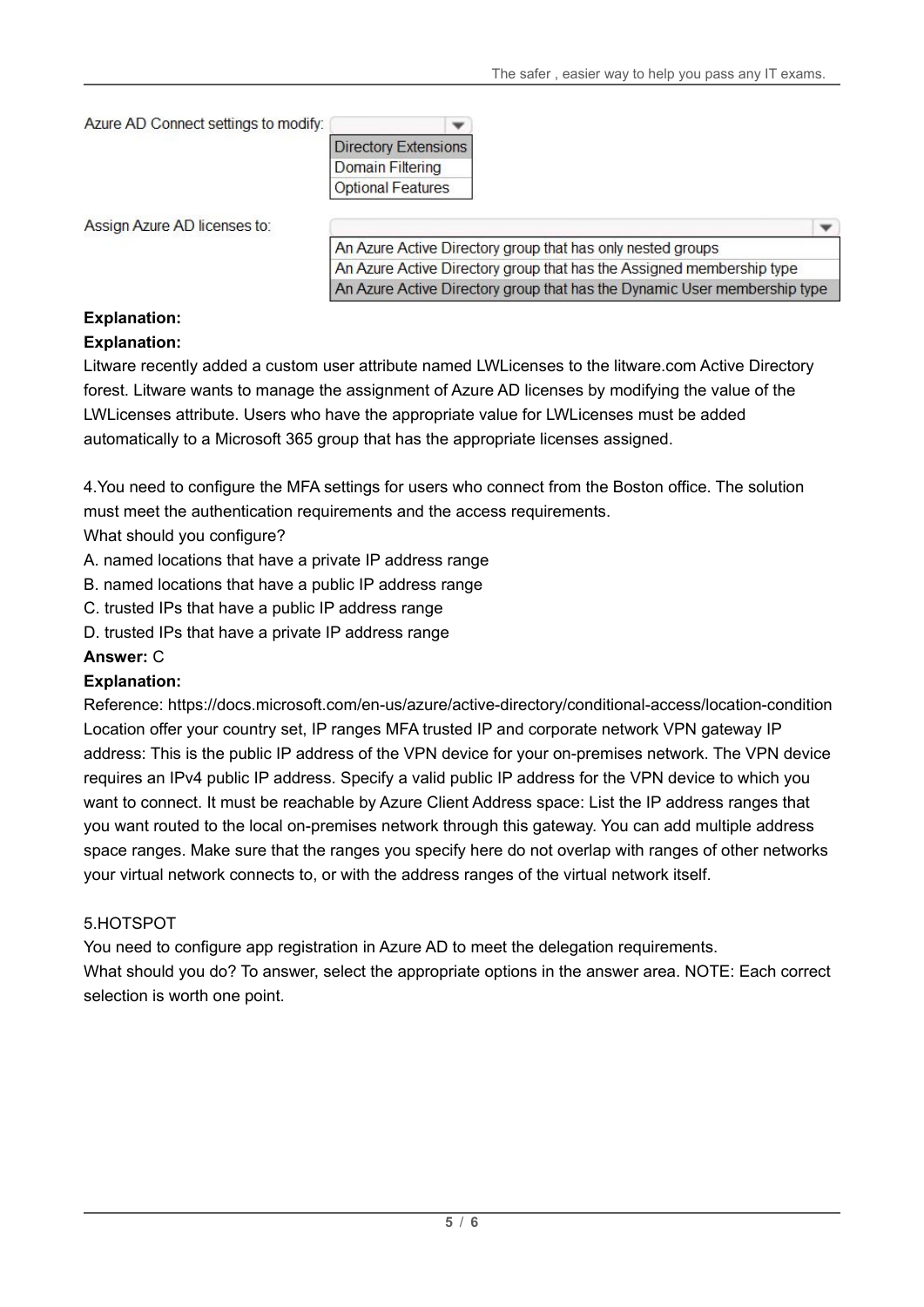Azure AD Connect settings to modify:

- Directory Extensions
- Domain Filtering
- Optional Features

Assign Azure AD licenses to:

- An Azure Active Directory group that has only nested groups
- An Azure Active Directory group that has the Assigned membership type
- An Azure Active Directory group that has the Dynamic User membership type

**Explanation:**

**Explanation:**

Litware recently added a custom user attribute named LWLicenses to the litware.com Active Directory forest. Litware wants to manage the assignment of Azure AD licenses by modifying the value of the LWLicenses attribute. Users who have the appropriate value for LWLicenses must be added automatically to a Microsoft 365 group that has the appropriate licenses assigned.

4.You need to configure the MFA settings for users who connect from the Boston office. The solution must meet the authentication requirements and the access requirements.

What should you configure?

A. named locations that have a private IP address range

B. named locations that have a public IP address range

C. trusted IPs that have a public IP address range

D. trusted IPs that have a private IP address range

**Answer:** C

**Explanation:**

Reference: https://docs.microsoft.com/en-us/azure/active-directory/conditional-access/location-condition

Location offer your country set, IP ranges MFA trusted IP and corporate network VPN gateway IP address: This is the public IP address of the VPN device for your on-premises network. The VPN device requires an IPv4 public IP address. Specify a valid public IP address for the VPN device to which you want to connect. It must be reachable by Azure Client Address space: List the IP address ranges that you want routed to the local on-premises network through this gateway. You can add multiple address space ranges. Make sure that the ranges you specify here do not overlap with ranges of other networks your virtual network connects to, or with the address ranges of the virtual network itself.

5.HOTSPOT

You need to configure app registration in Azure AD to meet the delegation requirements.

What should you do? To answer, select the appropriate options in the answer area. NOTE: Each correct selection is worth one point.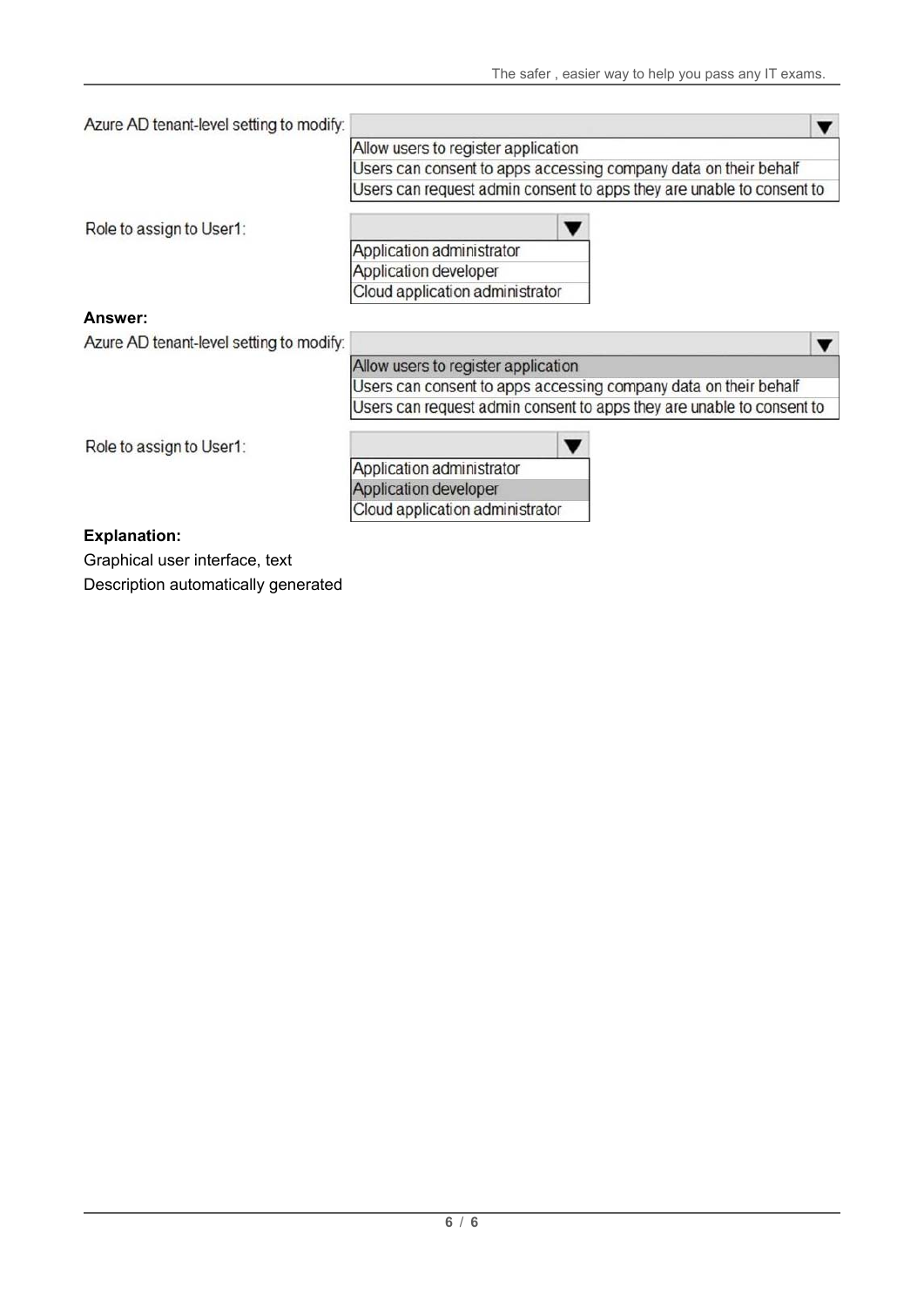Azure AD tenant-level setting to modify:

- Allow users to register application
- Users can consent to apps accessing company data on their behalf
- Users can request admin consent to apps they are unable to consent to

Role to assign to User1:

- Application administrator
- Application developer
- Cloud application administrator

**Answer:**

Azure AD tenant-level setting to modify:

- **Allow users to register application**
- Users can consent to apps accessing company data on their behalf
- Users can request admin consent to apps they are unable to consent to

Role to assign to User1:

- Application administrator
- **Application developer**
- Cloud application administrator

**Explanation:**

Graphical user interface, text

Description automatically generated